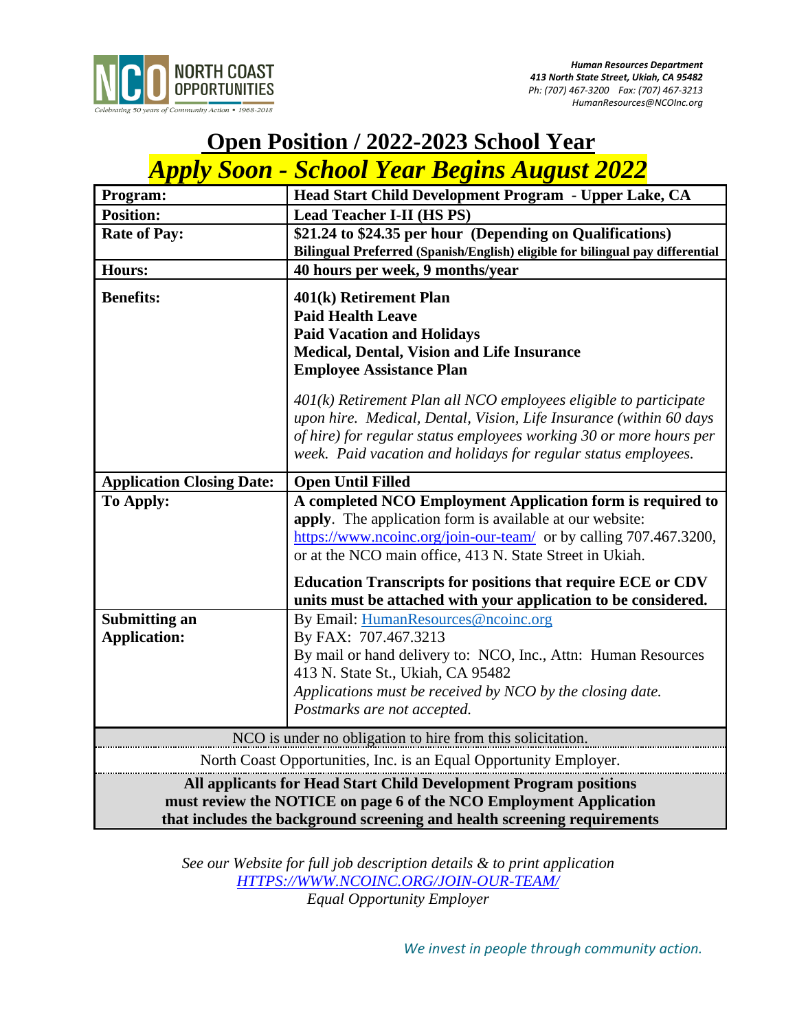NORTH COAST OPPORTUNITIES

Celebrating 50 years of Community Action • 1968-2018

*Human Resources Department*
*413 North State Street, Ukiah, CA 95482*
*Ph: (707) 467-3200 Fax: (707) 467-3213*
*HumanResources@NCOInc.org*

# Open Position / 2022-2023 School Year

## *Apply Soon - School Year Begins August 2022*

| **Program:** | **Head Start Child Development Program - Upper Lake, CA** |
|---|---|
| **Position:** | **Lead Teacher I-II (HS PS)** |
| **Rate of Pay:** | **$21.24 to $24.35 per hour (Depending on Qualifications)** **Bilingual Preferred (Spanish/English) eligible for bilingual pay differential** |
| **Hours:** | **40 hours per week, 9 months/year** |
| **Benefits:** | **401(k) Retirement Plan** **Paid Health Leave** **Paid Vacation and Holidays** **Medical, Dental, Vision and Life Insurance** **Employee Assistance Plan** *401(k) Retirement Plan all NCO employees eligible to participate upon hire. Medical, Dental, Vision, Life Insurance (within 60 days of hire) for regular status employees working 30 or more hours per week. Paid vacation and holidays for regular status employees.* |
| **Application Closing Date:** | **Open Until Filled** |
| **To Apply:** | **A completed NCO Employment Application form is required to apply**. The application form is available at our website: https://www.ncoinc.org/join-our-team/ or by calling 707.467.3200, or at the NCO main office, 413 N. State Street in Ukiah. **Education Transcripts for positions that require ECE or CDV units must be attached with your application to be considered.** |
| **Submitting an Application:** | By Email: HumanResources@ncoinc.org By FAX: 707.467.3213 By mail or hand delivery to: NCO, Inc., Attn: Human Resources 413 N. State St., Ukiah, CA 95482 *Applications must be received by NCO by the closing date. Postmarks are not accepted.* |

NCO is under no obligation to hire from this solicitation.

North Coast Opportunities, Inc. is an Equal Opportunity Employer.

**All applicants for Head Start Child Development Program positions must review the NOTICE on page 6 of the NCO Employment Application that includes the background screening and health screening requirements**

*See our Website for full job description details & to print application*
*HTTPS://WWW.NCOINC.ORG/JOIN-OUR-TEAM/*
*Equal Opportunity Employer*

*We invest in people through community action.*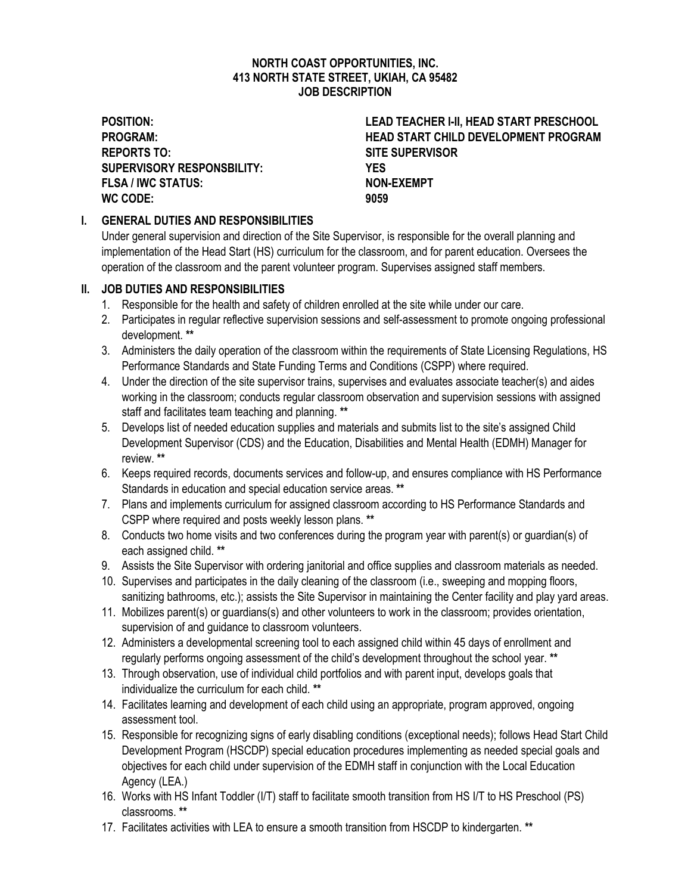**NORTH COAST OPPORTUNITIES, INC.**
**413 NORTH STATE STREET, UKIAH, CA 95482**
**JOB DESCRIPTION**

| | |
|---|---|
| **POSITION:** | **LEAD TEACHER I-II, HEAD START PRESCHOOL** |
| **PROGRAM:** | **HEAD START CHILD DEVELOPMENT PROGRAM** |
| **REPORTS TO:** | **SITE SUPERVISOR** |
| **SUPERVISORY RESPONSBILITY:** | **YES** |
| **FLSA / IWC STATUS:** | **NON-EXEMPT** |
| **WC CODE:** | **9059** |

## I. GENERAL DUTIES AND RESPONSIBILITIES

Under general supervision and direction of the Site Supervisor, is responsible for the overall planning and implementation of the Head Start (HS) curriculum for the classroom, and for parent education. Oversees the operation of the classroom and the parent volunteer program. Supervises assigned staff members.

## II. JOB DUTIES AND RESPONSIBILITIES

1. Responsible for the health and safety of children enrolled at the site while under our care.
2. Participates in regular reflective supervision sessions and self-assessment to promote ongoing professional development. **
3. Administers the daily operation of the classroom within the requirements of State Licensing Regulations, HS Performance Standards and State Funding Terms and Conditions (CSPP) where required.
4. Under the direction of the site supervisor trains, supervises and evaluates associate teacher(s) and aides working in the classroom; conducts regular classroom observation and supervision sessions with assigned staff and facilitates team teaching and planning. **
5. Develops list of needed education supplies and materials and submits list to the site's assigned Child Development Supervisor (CDS) and the Education, Disabilities and Mental Health (EDMH) Manager for review. **
6. Keeps required records, documents services and follow-up, and ensures compliance with HS Performance Standards in education and special education service areas. **
7. Plans and implements curriculum for assigned classroom according to HS Performance Standards and CSPP where required and posts weekly lesson plans. **
8. Conducts two home visits and two conferences during the program year with parent(s) or guardian(s) of each assigned child. **
9. Assists the Site Supervisor with ordering janitorial and office supplies and classroom materials as needed.
10. Supervises and participates in the daily cleaning of the classroom (i.e., sweeping and mopping floors, sanitizing bathrooms, etc.); assists the Site Supervisor in maintaining the Center facility and play yard areas.
11. Mobilizes parent(s) or guardians(s) and other volunteers to work in the classroom; provides orientation, supervision of and guidance to classroom volunteers.
12. Administers a developmental screening tool to each assigned child within 45 days of enrollment and regularly performs ongoing assessment of the child's development throughout the school year. **
13. Through observation, use of individual child portfolios and with parent input, develops goals that individualize the curriculum for each child. **
14. Facilitates learning and development of each child using an appropriate, program approved, ongoing assessment tool.
15. Responsible for recognizing signs of early disabling conditions (exceptional needs); follows Head Start Child Development Program (HSCDP) special education procedures implementing as needed special goals and objectives for each child under supervision of the EDMH staff in conjunction with the Local Education Agency (LEA.)
16. Works with HS Infant Toddler (I/T) staff to facilitate smooth transition from HS I/T to HS Preschool (PS) classrooms. **
17. Facilitates activities with LEA to ensure a smooth transition from HSCDP to kindergarten. **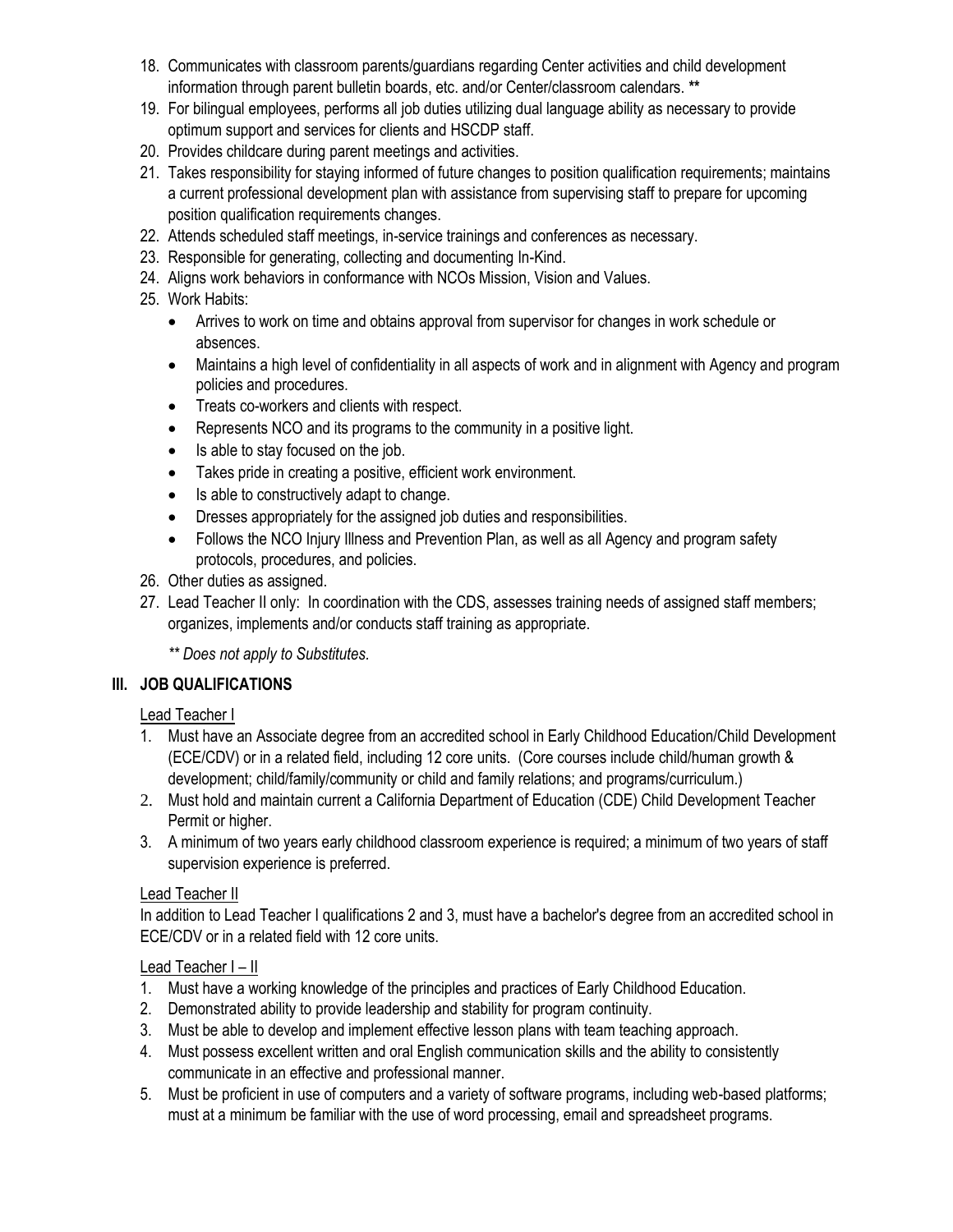18. Communicates with classroom parents/guardians regarding Center activities and child development information through parent bulletin boards, etc. and/or Center/classroom calendars. **
19. For bilingual employees, performs all job duties utilizing dual language ability as necessary to provide optimum support and services for clients and HSCDP staff.
20. Provides childcare during parent meetings and activities.
21. Takes responsibility for staying informed of future changes to position qualification requirements; maintains a current professional development plan with assistance from supervising staff to prepare for upcoming position qualification requirements changes.
22. Attends scheduled staff meetings, in-service trainings and conferences as necessary.
23. Responsible for generating, collecting and documenting In-Kind.
24. Aligns work behaviors in conformance with NCOs Mission, Vision and Values.
25. Work Habits:
    - Arrives to work on time and obtains approval from supervisor for changes in work schedule or absences.
    - Maintains a high level of confidentiality in all aspects of work and in alignment with Agency and program policies and procedures.
    - Treats co-workers and clients with respect.
    - Represents NCO and its programs to the community in a positive light.
    - Is able to stay focused on the job.
    - Takes pride in creating a positive, efficient work environment.
    - Is able to constructively adapt to change.
    - Dresses appropriately for the assigned job duties and responsibilities.
    - Follows the NCO Injury Illness and Prevention Plan, as well as all Agency and program safety protocols, procedures, and policies.
26. Other duties as assigned.
27. Lead Teacher II only: In coordination with the CDS, assesses training needs of assigned staff members; organizes, implements and/or conducts staff training as appropriate.

    *** Does not apply to Substitutes.*

## III. JOB QUALIFICATIONS

Lead Teacher I

1. Must have an Associate degree from an accredited school in Early Childhood Education/Child Development (ECE/CDV) or in a related field, including 12 core units. (Core courses include child/human growth & development; child/family/community or child and family relations; and programs/curriculum.)
2. Must hold and maintain current a California Department of Education (CDE) Child Development Teacher Permit or higher.
3. A minimum of two years early childhood classroom experience is required; a minimum of two years of staff supervision experience is preferred.

Lead Teacher II

In addition to Lead Teacher I qualifications 2 and 3, must have a bachelor's degree from an accredited school in ECE/CDV or in a related field with 12 core units.

Lead Teacher I – II

1. Must have a working knowledge of the principles and practices of Early Childhood Education.
2. Demonstrated ability to provide leadership and stability for program continuity.
3. Must be able to develop and implement effective lesson plans with team teaching approach.
4. Must possess excellent written and oral English communication skills and the ability to consistently communicate in an effective and professional manner.
5. Must be proficient in use of computers and a variety of software programs, including web-based platforms; must at a minimum be familiar with the use of word processing, email and spreadsheet programs.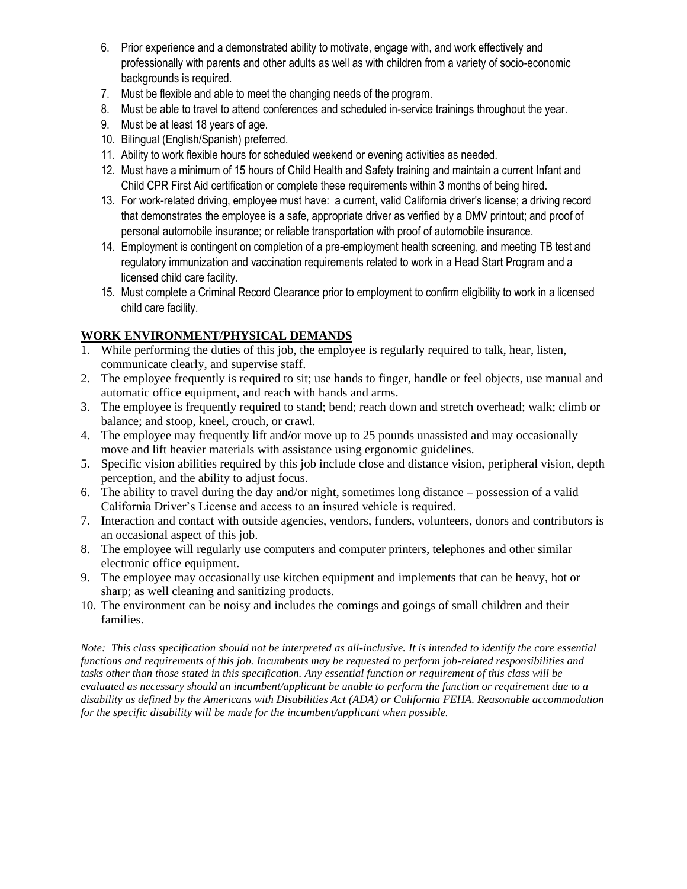6. Prior experience and a demonstrated ability to motivate, engage with, and work effectively and professionally with parents and other adults as well as with children from a variety of socio-economic backgrounds is required.
7. Must be flexible and able to meet the changing needs of the program.
8. Must be able to travel to attend conferences and scheduled in-service trainings throughout the year.
9. Must be at least 18 years of age.
10. Bilingual (English/Spanish) preferred.
11. Ability to work flexible hours for scheduled weekend or evening activities as needed.
12. Must have a minimum of 15 hours of Child Health and Safety training and maintain a current Infant and Child CPR First Aid certification or complete these requirements within 3 months of being hired.
13. For work-related driving, employee must have: a current, valid California driver's license; a driving record that demonstrates the employee is a safe, appropriate driver as verified by a DMV printout; and proof of personal automobile insurance; or reliable transportation with proof of automobile insurance.
14. Employment is contingent on completion of a pre-employment health screening, and meeting TB test and regulatory immunization and vaccination requirements related to work in a Head Start Program and a licensed child care facility.
15. Must complete a Criminal Record Clearance prior to employment to confirm eligibility to work in a licensed child care facility.

## WORK ENVIRONMENT/PHYSICAL DEMANDS

1. While performing the duties of this job, the employee is regularly required to talk, hear, listen, communicate clearly, and supervise staff.
2. The employee frequently is required to sit; use hands to finger, handle or feel objects, use manual and automatic office equipment, and reach with hands and arms.
3. The employee is frequently required to stand; bend; reach down and stretch overhead; walk; climb or balance; and stoop, kneel, crouch, or crawl.
4. The employee may frequently lift and/or move up to 25 pounds unassisted and may occasionally move and lift heavier materials with assistance using ergonomic guidelines.
5. Specific vision abilities required by this job include close and distance vision, peripheral vision, depth perception, and the ability to adjust focus.
6. The ability to travel during the day and/or night, sometimes long distance – possession of a valid California Driver's License and access to an insured vehicle is required.
7. Interaction and contact with outside agencies, vendors, funders, volunteers, donors and contributors is an occasional aspect of this job.
8. The employee will regularly use computers and computer printers, telephones and other similar electronic office equipment.
9. The employee may occasionally use kitchen equipment and implements that can be heavy, hot or sharp; as well cleaning and sanitizing products.
10. The environment can be noisy and includes the comings and goings of small children and their families.

*Note: This class specification should not be interpreted as all-inclusive. It is intended to identify the core essential functions and requirements of this job. Incumbents may be requested to perform job-related responsibilities and tasks other than those stated in this specification. Any essential function or requirement of this class will be evaluated as necessary should an incumbent/applicant be unable to perform the function or requirement due to a disability as defined by the Americans with Disabilities Act (ADA) or California FEHA. Reasonable accommodation for the specific disability will be made for the incumbent/applicant when possible.*